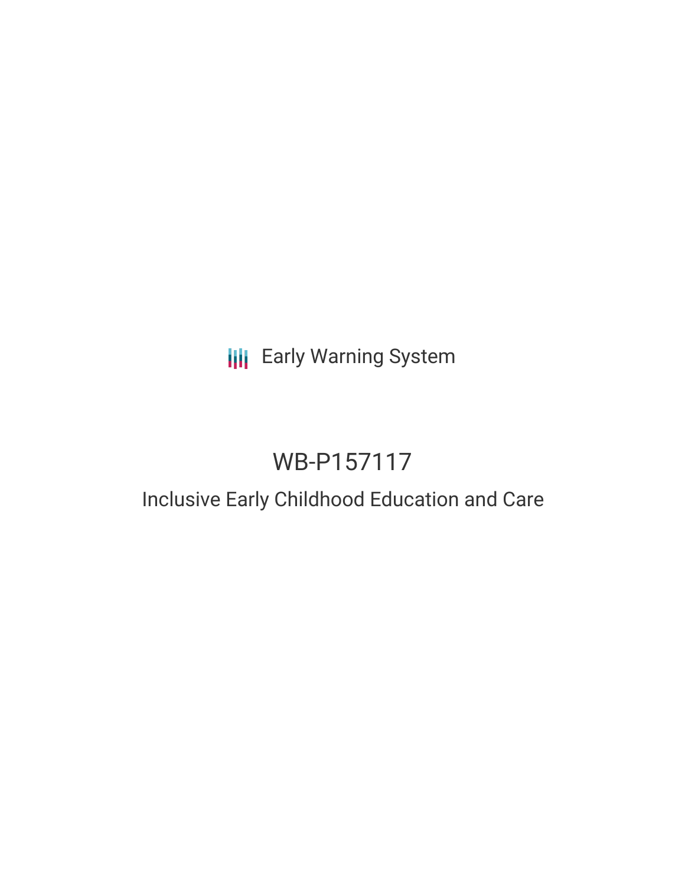Early Warning System

# WB-P157117

## Inclusive Early Childhood Education and Care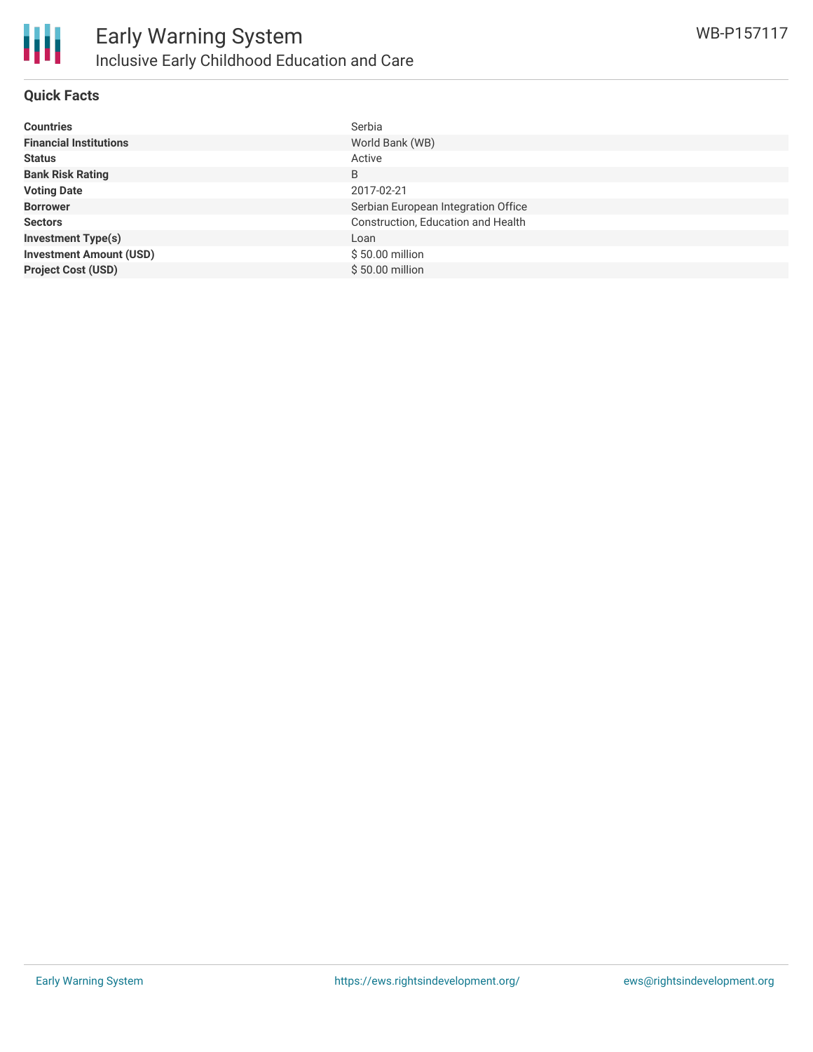# Early Warning System

## Inclusive Early Childhood Education and Care

WB-P157117

### Quick Facts

| | |
|---|---|
| **Countries** | Serbia |
| **Financial Institutions** | World Bank (WB) |
| **Status** | Active |
| **Bank Risk Rating** | B |
| **Voting Date** | 2017-02-21 |
| **Borrower** | Serbian European Integration Office |
| **Sectors** | Construction, Education and Health |
| **Investment Type(s)** | Loan |
| **Investment Amount (USD)** | $ 50.00 million |
| **Project Cost (USD)** | $ 50.00 million |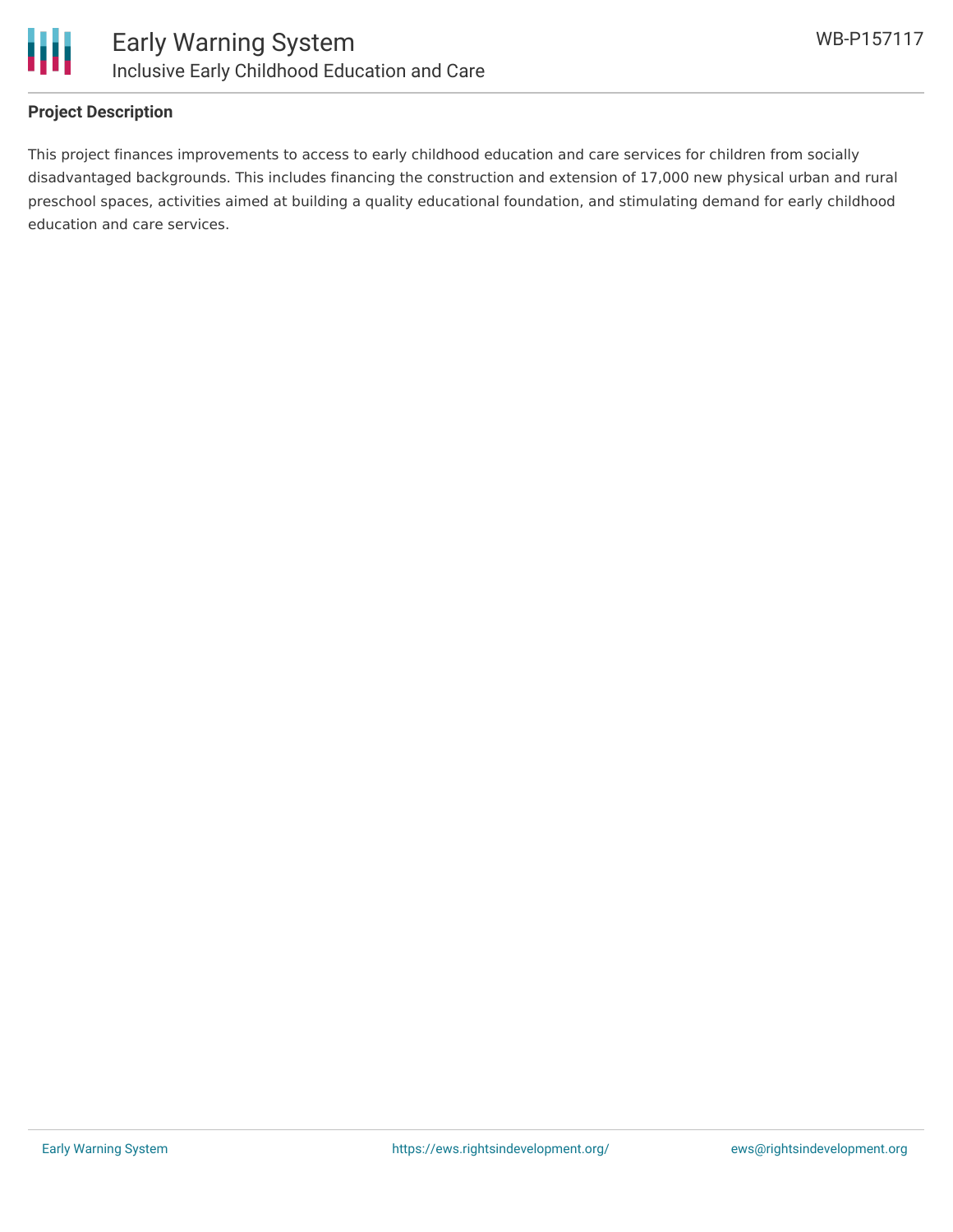## Project Description

This project finances improvements to access to early childhood education and care services for children from socially disadvantaged backgrounds. This includes financing the construction and extension of 17,000 new physical urban and rural preschool spaces, activities aimed at building a quality educational foundation, and stimulating demand for early childhood education and care services.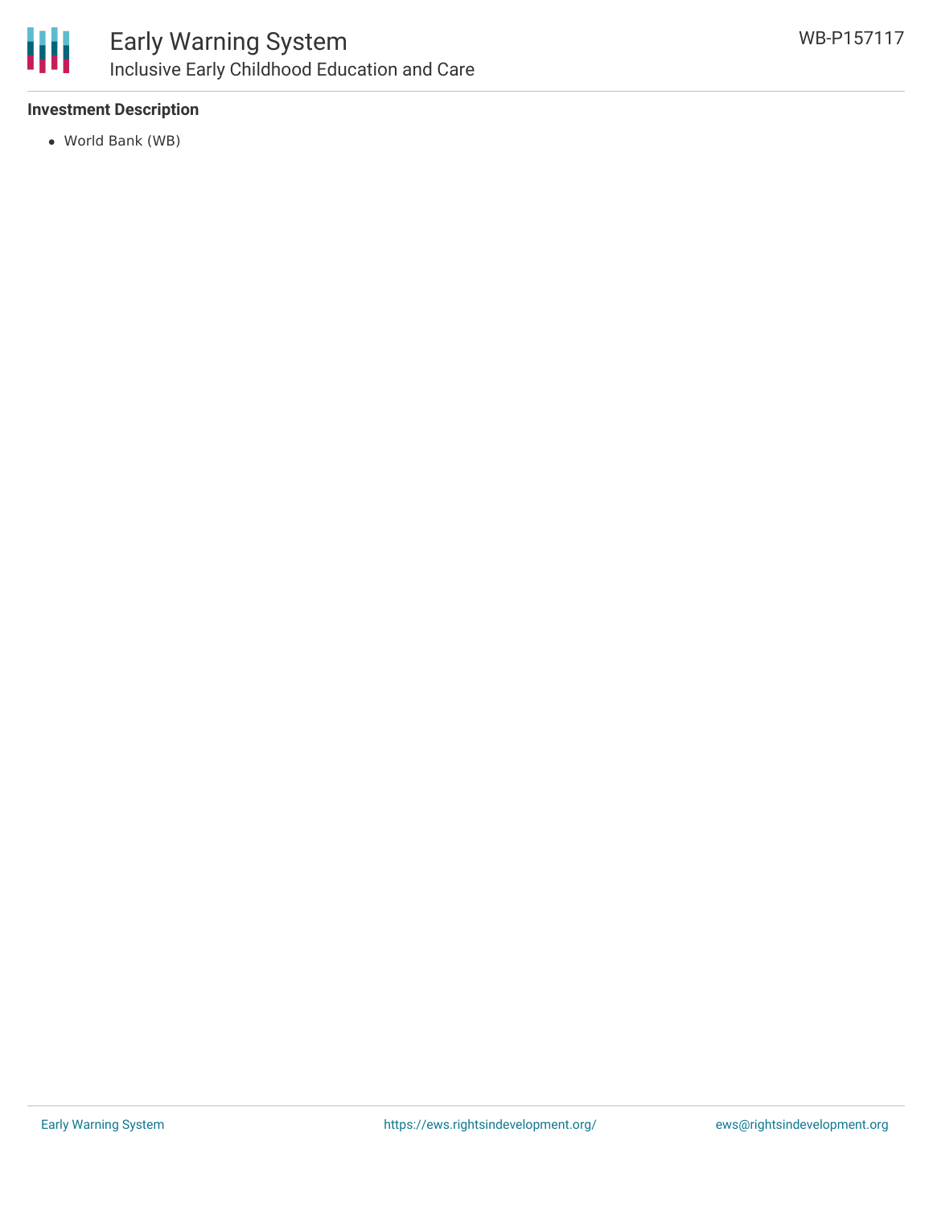### Investment Description

- World Bank (WB)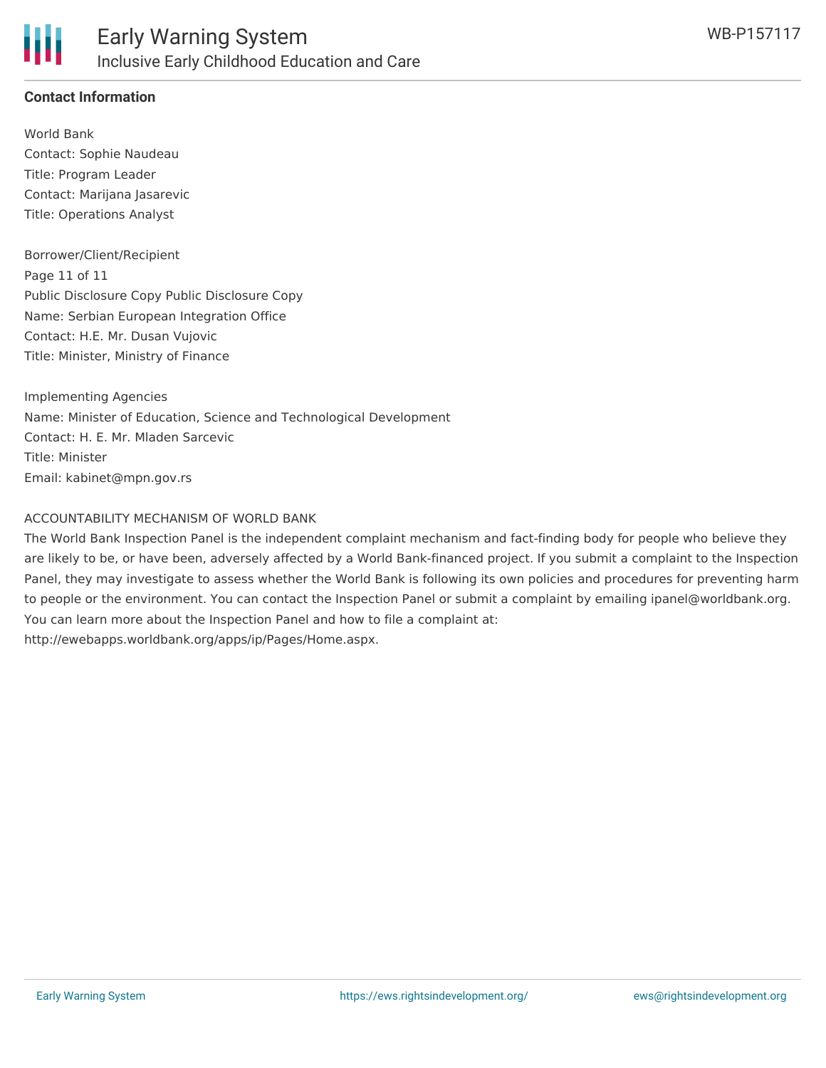**Contact Information**

World Bank
Contact: Sophie Naudeau
Title: Program Leader
Contact: Marijana Jasarevic
Title: Operations Analyst

Borrower/Client/Recipient
Page 11 of 11
Public Disclosure Copy Public Disclosure Copy
Name: Serbian European Integration Office
Contact: H.E. Mr. Dusan Vujovic
Title: Minister, Ministry of Finance

Implementing Agencies
Name: Minister of Education, Science and Technological Development
Contact: H. E. Mr. Mladen Sarcevic
Title: Minister
Email: kabinet@mpn.gov.rs

ACCOUNTABILITY MECHANISM OF WORLD BANK
The World Bank Inspection Panel is the independent complaint mechanism and fact-finding body for people who believe they are likely to be, or have been, adversely affected by a World Bank-financed project. If you submit a complaint to the Inspection Panel, they may investigate to assess whether the World Bank is following its own policies and procedures for preventing harm to people or the environment. You can contact the Inspection Panel or submit a complaint by emailing ipanel@worldbank.org. You can learn more about the Inspection Panel and how to file a complaint at: http://ewebapps.worldbank.org/apps/ip/Pages/Home.aspx.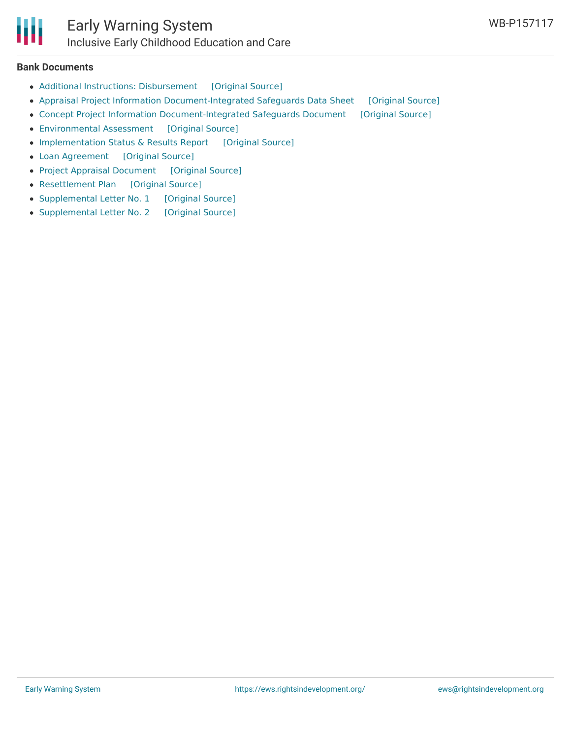## Bank Documents

- Additional Instructions: Disbursement [Original Source]
- Appraisal Project Information Document-Integrated Safeguards Data Sheet [Original Source]
- Concept Project Information Document-Integrated Safeguards Document [Original Source]
- Environmental Assessment [Original Source]
- Implementation Status & Results Report [Original Source]
- Loan Agreement [Original Source]
- Project Appraisal Document [Original Source]
- Resettlement Plan [Original Source]
- Supplemental Letter No. 1 [Original Source]
- Supplemental Letter No. 2 [Original Source]